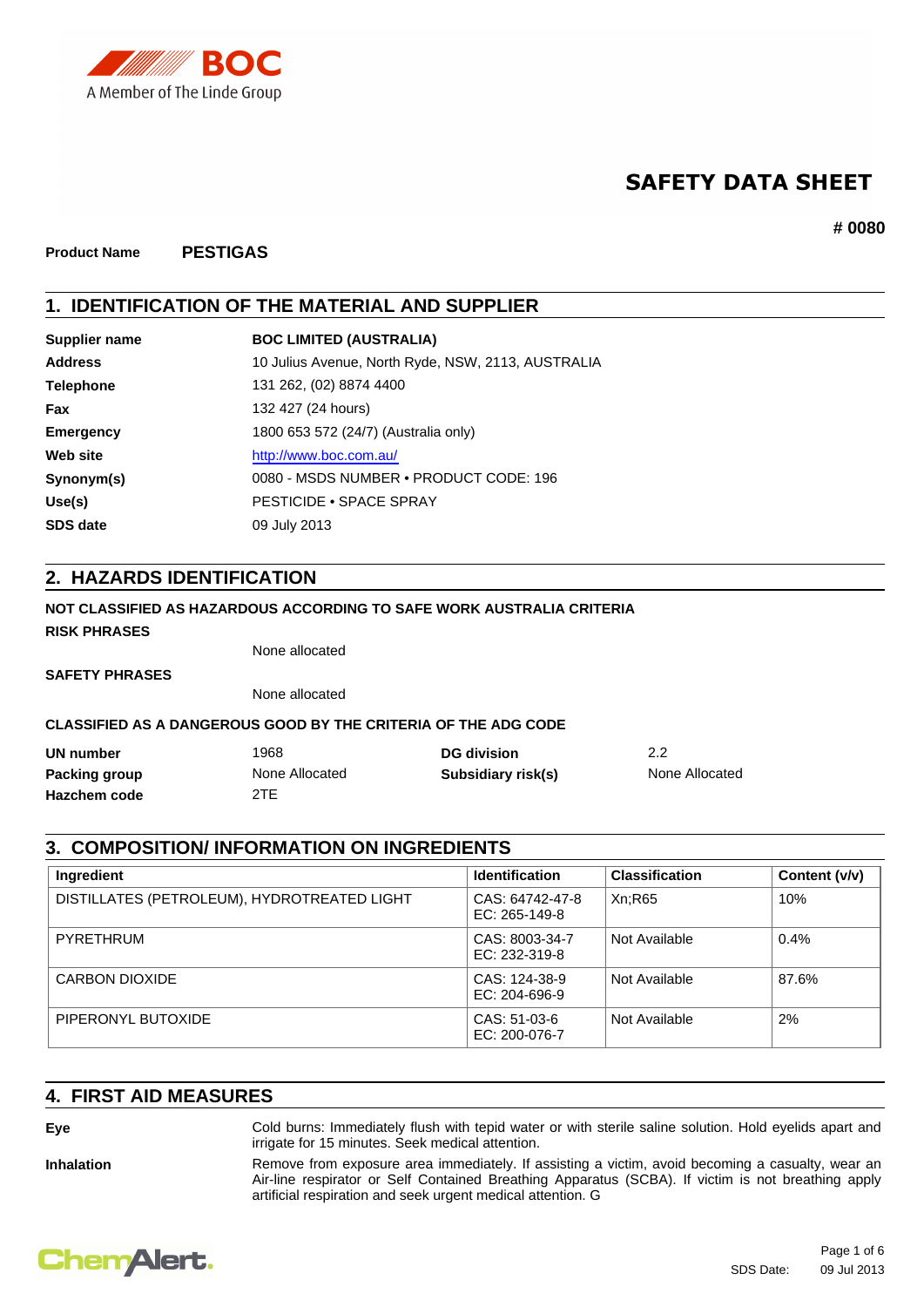BOC
A Member of The Linde Group

# SAFETY DATA SHEET

**# 0080**

**Product Name** **PESTIGAS**

## 1. IDENTIFICATION OF THE MATERIAL AND SUPPLIER

| | |
|---|---|
| **Supplier name** | **BOC LIMITED (AUSTRALIA)** |
| **Address** | 10 Julius Avenue, North Ryde, NSW, 2113, AUSTRALIA |
| **Telephone** | 131 262, (02) 8874 4400 |
| **Fax** | 132 427 (24 hours) |
| **Emergency** | 1800 653 572 (24/7) (Australia only) |
| **Web site** | http://www.boc.com.au/ |
| **Synonym(s)** | 0080 - MSDS NUMBER • PRODUCT CODE: 196 |
| **Use(s)** | PESTICIDE • SPACE SPRAY |
| **SDS date** | 09 July 2013 |

## 2. HAZARDS IDENTIFICATION

**NOT CLASSIFIED AS HAZARDOUS ACCORDING TO SAFE WORK AUSTRALIA CRITERIA**

**RISK PHRASES**

None allocated

**SAFETY PHRASES**

None allocated

**CLASSIFIED AS A DANGEROUS GOOD BY THE CRITERIA OF THE ADG CODE**

| | | | |
|---|---|---|---|
| **UN number** | 1968 | **DG division** | 2.2 |
| **Packing group** | None Allocated | **Subsidiary risk(s)** | None Allocated |
| **Hazchem code** | 2TE | | |

## 3. COMPOSITION/ INFORMATION ON INGREDIENTS

| Ingredient | Identification | Classification | Content (v/v) |
|---|---|---|---|
| DISTILLATES (PETROLEUM), HYDROTREATED LIGHT | CAS: 64742-47-8 EC: 265-149-8 | Xn;R65 | 10% |
| PYRETHRUM | CAS: 8003-34-7 EC: 232-319-8 | Not Available | 0.4% |
| CARBON DIOXIDE | CAS: 124-38-9 EC: 204-696-9 | Not Available | 87.6% |
| PIPERONYL BUTOXIDE | CAS: 51-03-6 EC: 200-076-7 | Not Available | 2% |

## 4. FIRST AID MEASURES

**Eye** Cold burns: Immediately flush with tepid water or with sterile saline solution. Hold eyelids apart and irrigate for 15 minutes. Seek medical attention.

**Inhalation** Remove from exposure area immediately. If assisting a victim, avoid becoming a casualty, wear an Air-line respirator or Self Contained Breathing Apparatus (SCBA). If victim is not breathing apply artificial respiration and seek urgent medical attention. G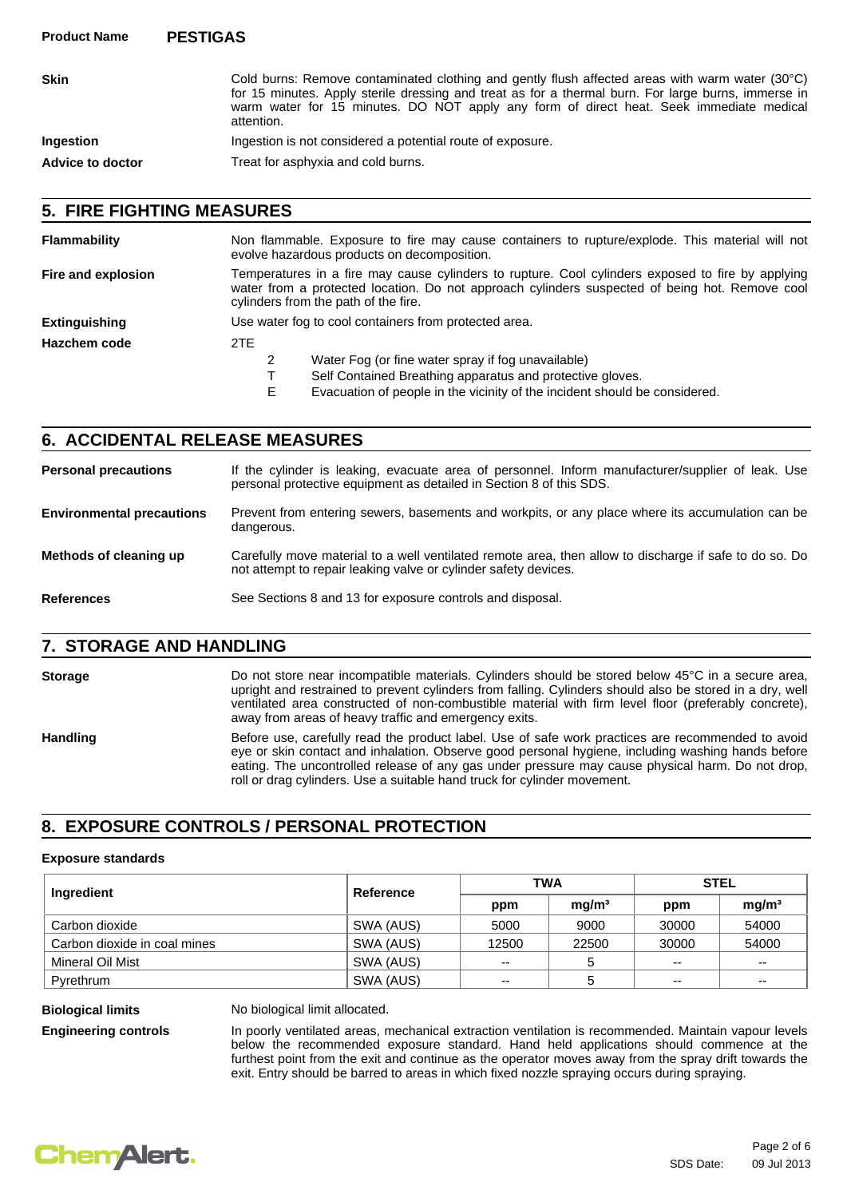| | |
|---|---|
| **Skin** | Cold burns: Remove contaminated clothing and gently flush affected areas with warm water (30°C) for 15 minutes. Apply sterile dressing and treat as for a thermal burn. For large burns, immerse in warm water for 15 minutes. DO NOT apply any form of direct heat. Seek immediate medical attention. |
| **Ingestion** | Ingestion is not considered a potential route of exposure. |
| **Advice to doctor** | Treat for asphyxia and cold burns. |

## 5. FIRE FIGHTING MEASURES

**Flammability**
Non flammable. Exposure to fire may cause containers to rupture/explode. This material will not evolve hazardous products on decomposition.

**Fire and explosion**
Temperatures in a fire may cause cylinders to rupture. Cool cylinders exposed to fire by applying water from a protected location. Do not approach cylinders suspected of being hot. Remove cool cylinders from the path of the fire.

**Extinguishing**
Use water fog to cool containers from protected area.

**Hazchem code**
2TE

- 2 Water Fog (or fine water spray if fog unavailable)
- T Self Contained Breathing apparatus and protective gloves.
- E Evacuation of people in the vicinity of the incident should be considered.

## 6. ACCIDENTAL RELEASE MEASURES

**Personal precautions**
If the cylinder is leaking, evacuate area of personnel. Inform manufacturer/supplier of leak. Use personal protective equipment as detailed in Section 8 of this SDS.

**Environmental precautions**
Prevent from entering sewers, basements and workpits, or any place where its accumulation can be dangerous.

**Methods of cleaning up**
Carefully move material to a well ventilated remote area, then allow to discharge if safe to do so. Do not attempt to repair leaking valve or cylinder safety devices.

**References**
See Sections 8 and 13 for exposure controls and disposal.

## 7. STORAGE AND HANDLING

**Storage**
Do not store near incompatible materials. Cylinders should be stored below 45°C in a secure area, upright and restrained to prevent cylinders from falling. Cylinders should also be stored in a dry, well ventilated area constructed of non-combustible material with firm level floor (preferably concrete), away from areas of heavy traffic and emergency exits.

**Handling**
Before use, carefully read the product label. Use of safe work practices are recommended to avoid eye or skin contact and inhalation. Observe good personal hygiene, including washing hands before eating. The uncontrolled release of any gas under pressure may cause physical harm. Do not drop, roll or drag cylinders. Use a suitable hand truck for cylinder movement.

## 8. EXPOSURE CONTROLS / PERSONAL PROTECTION

### Exposure standards

| Ingredient | Reference | TWA | | STEL | |
|---|---|---|---|---|---|
| | | ppm | mg/m³ | ppm | mg/m³ |
| Carbon dioxide | SWA (AUS) | 5000 | 9000 | 30000 | 54000 |
| Carbon dioxide in coal mines | SWA (AUS) | 12500 | 22500 | 30000 | 54000 |
| Mineral Oil Mist | SWA (AUS) | -- | 5 | -- | -- |
| Pyrethrum | SWA (AUS) | -- | 5 | -- | -- |

**Biological limits**
No biological limit allocated.

**Engineering controls**
In poorly ventilated areas, mechanical extraction ventilation is recommended. Maintain vapour levels below the recommended exposure standard. Hand held applications should commence at the furthest point from the exit and continue as the operator moves away from the spray drift towards the exit. Entry should be barred to areas in which fixed nozzle spraying occurs during spraying.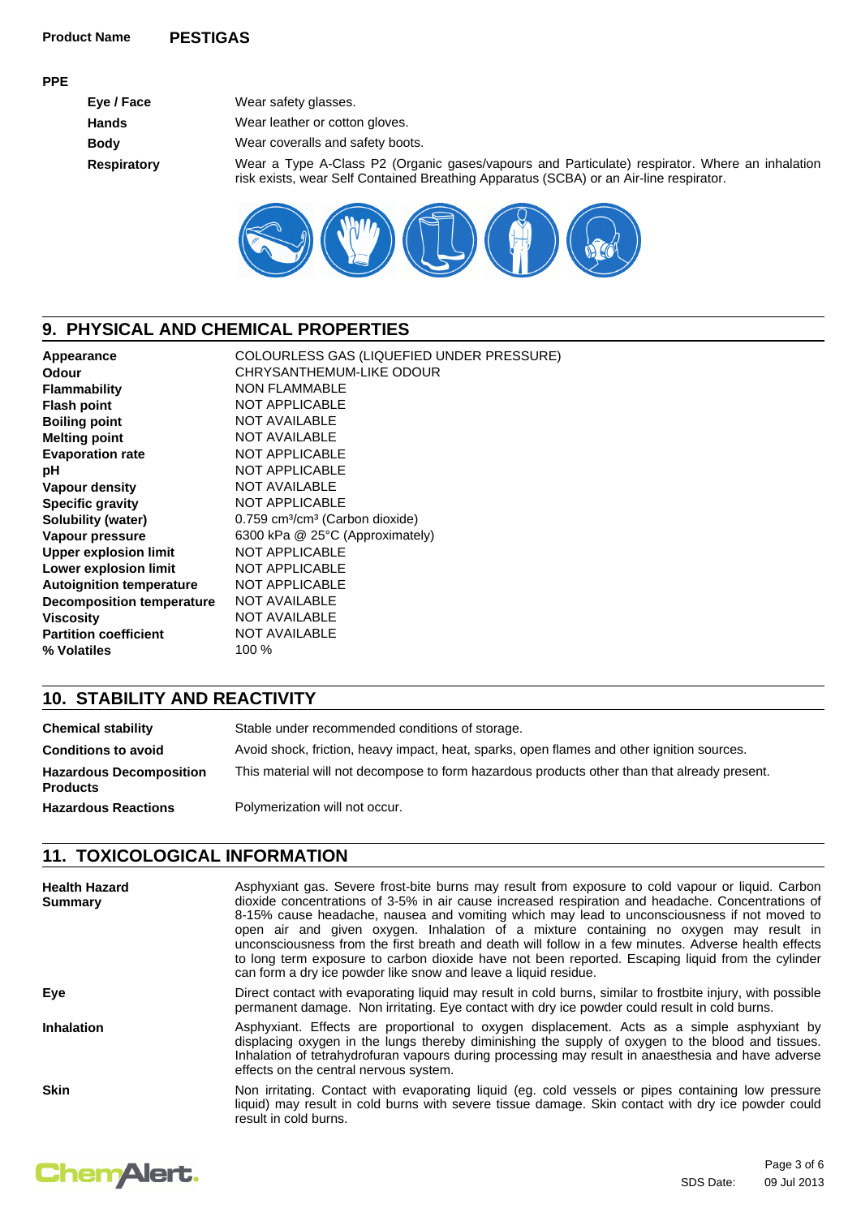**Product Name** **PESTIGAS**

**PPE**

| | |
|---|---|
| **Eye / Face** | Wear safety glasses. |
| **Hands** | Wear leather or cotton gloves. |
| **Body** | Wear coveralls and safety boots. |
| **Respiratory** | Wear a Type A-Class P2 (Organic gases/vapours and Particulate) respirator. Where an inhalation risk exists, wear Self Contained Breathing Apparatus (SCBA) or an Air-line respirator. |

## 9. PHYSICAL AND CHEMICAL PROPERTIES

| | |
|---|---|
| **Appearance** | COLOURLESS GAS (LIQUEFIED UNDER PRESSURE) |
| **Odour** | CHRYSANTHEMUM-LIKE ODOUR |
| **Flammability** | NON FLAMMABLE |
| **Flash point** | NOT APPLICABLE |
| **Boiling point** | NOT AVAILABLE |
| **Melting point** | NOT AVAILABLE |
| **Evaporation rate** | NOT APPLICABLE |
| **pH** | NOT APPLICABLE |
| **Vapour density** | NOT AVAILABLE |
| **Specific gravity** | NOT APPLICABLE |
| **Solubility (water)** | 0.759 $cm^3/cm^3$ (Carbon dioxide) |
| **Vapour pressure** | 6300 kPa @ 25°C (Approximately) |
| **Upper explosion limit** | NOT APPLICABLE |
| **Lower explosion limit** | NOT APPLICABLE |
| **Autoignition temperature** | NOT APPLICABLE |
| **Decomposition temperature** | NOT AVAILABLE |
| **Viscosity** | NOT AVAILABLE |
| **Partition coefficient** | NOT AVAILABLE |
| **% Volatiles** | 100 % |

## 10. STABILITY AND REACTIVITY

| | |
|---|---|
| **Chemical stability** | Stable under recommended conditions of storage. |
| **Conditions to avoid** | Avoid shock, friction, heavy impact, heat, sparks, open flames and other ignition sources. |
| **Hazardous Decomposition Products** | This material will not decompose to form hazardous products other than that already present. |
| **Hazardous Reactions** | Polymerization will not occur. |

## 11. TOXICOLOGICAL INFORMATION

| | |
|---|---|
| **Health Hazard Summary** | Asphyxiant gas. Severe frost-bite burns may result from exposure to cold vapour or liquid. Carbon dioxide concentrations of 3-5% in air cause increased respiration and headache. Concentrations of 8-15% cause headache, nausea and vomiting which may lead to unconsciousness if not moved to open air and given oxygen. Inhalation of a mixture containing no oxygen may result in unconsciousness from the first breath and death will follow in a few minutes. Adverse health effects to long term exposure to carbon dioxide have not been reported. Escaping liquid from the cylinder can form a dry ice powder like snow and leave a liquid residue. |
| **Eye** | Direct contact with evaporating liquid may result in cold burns, similar to frostbite injury, with possible permanent damage. Non irritating. Eye contact with dry ice powder could result in cold burns. |
| **Inhalation** | Asphyxiant. Effects are proportional to oxygen displacement. Acts as a simple asphyxiant by displacing oxygen in the lungs thereby diminishing the supply of oxygen to the blood and tissues. Inhalation of tetrahydrofuran vapours during processing may result in anaesthesia and have adverse effects on the central nervous system. |
| **Skin** | Non irritating. Contact with evaporating liquid (eg. cold vessels or pipes containing low pressure liquid) may result in cold burns with severe tissue damage. Skin contact with dry ice powder could result in cold burns. |

SDS Date: 09 Jul 2013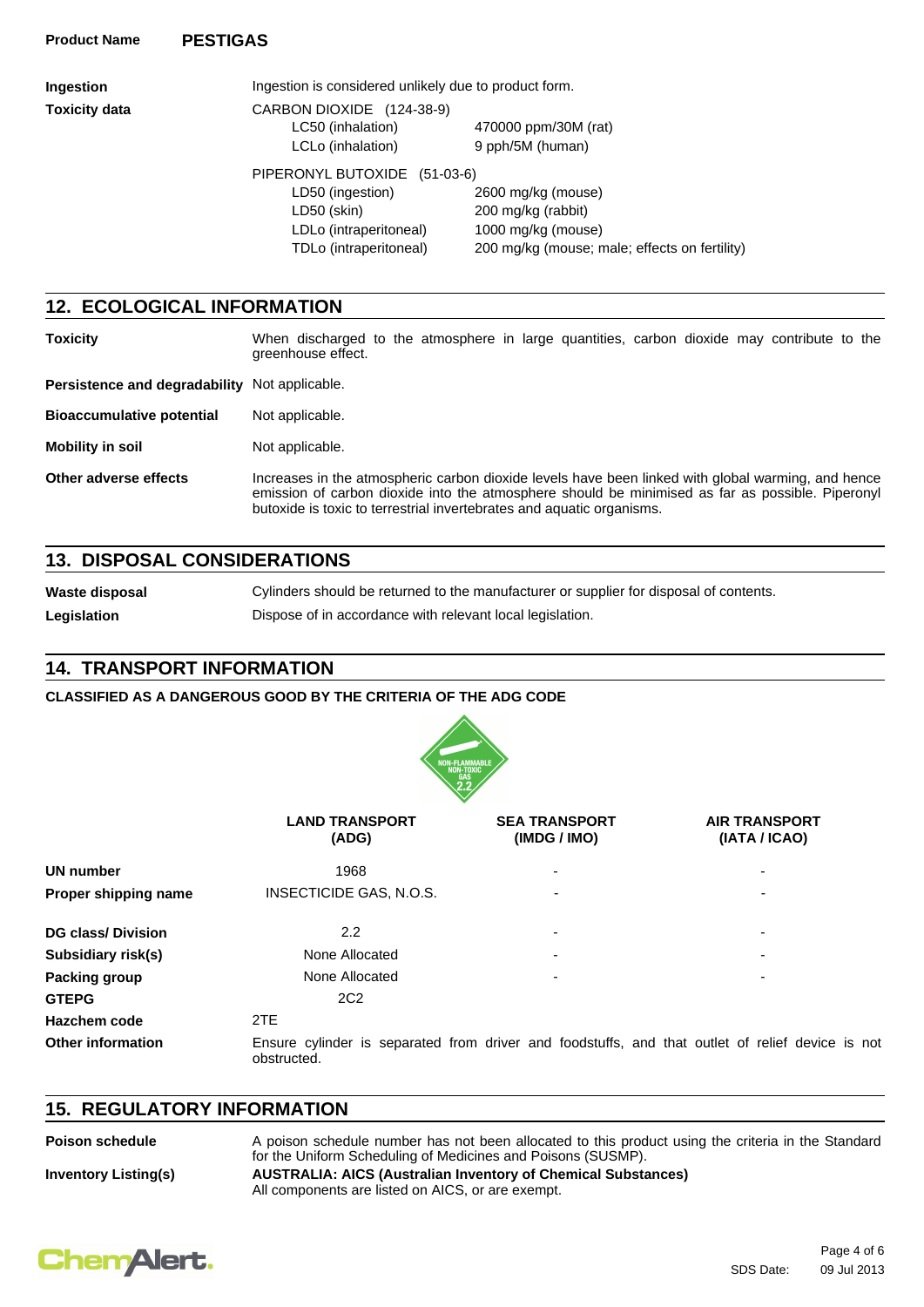**Product Name** **PESTIGAS**

| | | |
|---|---|---|
| **Ingestion** | Ingestion is considered unlikely due to product form. | |
| **Toxicity data** | CARBON DIOXIDE (124-38-9) | |
| | LC50 (inhalation) | 470000 ppm/30M (rat) |
| | LCLo (inhalation) | 9 pph/5M (human) |
| | PIPERONYL BUTOXIDE (51-03-6) | |
| | LD50 (ingestion) | 2600 mg/kg (mouse) |
| | LD50 (skin) | 200 mg/kg (rabbit) |
| | LDLo (intraperitoneal) | 1000 mg/kg (mouse) |
| | TDLo (intraperitoneal) | 200 mg/kg (mouse; male; effects on fertility) |

## 12. ECOLOGICAL INFORMATION

**Toxicity** When discharged to the atmosphere in large quantities, carbon dioxide may contribute to the greenhouse effect.

**Persistence and degradability** Not applicable.

**Bioaccumulative potential** Not applicable.

**Mobility in soil** Not applicable.

**Other adverse effects** Increases in the atmospheric carbon dioxide levels have been linked with global warming, and hence emission of carbon dioxide into the atmosphere should be minimised as far as possible. Piperonyl butoxide is toxic to terrestrial invertebrates and aquatic organisms.

## 13. DISPOSAL CONSIDERATIONS

**Waste disposal** Cylinders should be returned to the manufacturer or supplier for disposal of contents.

**Legislation** Dispose of in accordance with relevant local legislation.

## 14. TRANSPORT INFORMATION

**CLASSIFIED AS A DANGEROUS GOOD BY THE CRITERIA OF THE ADG CODE**

| | LAND TRANSPORT (ADG) | SEA TRANSPORT (IMDG / IMO) | AIR TRANSPORT (IATA / ICAO) |
|---|---|---|---|
| **UN number** | 1968 | - | - |
| **Proper shipping name** | INSECTICIDE GAS, N.O.S. | - | - |
| **DG class/ Division** | 2.2 | - | - |
| **Subsidiary risk(s)** | None Allocated | - | - |
| **Packing group** | None Allocated | - | - |
| **GTEPG** | 2C2 | | |
| **Hazchem code** | 2TE | | |

**Other information** Ensure cylinder is separated from driver and foodstuffs, and that outlet of relief device is not obstructed.

## 15. REGULATORY INFORMATION

**Poison schedule** A poison schedule number has not been allocated to this product using the criteria in the Standard for the Uniform Scheduling of Medicines and Poisons (SUSMP).

**Inventory Listing(s)** **AUSTRALIA: AICS (Australian Inventory of Chemical Substances)**
All components are listed on AICS, or are exempt.

SDS Date: 09 Jul 2013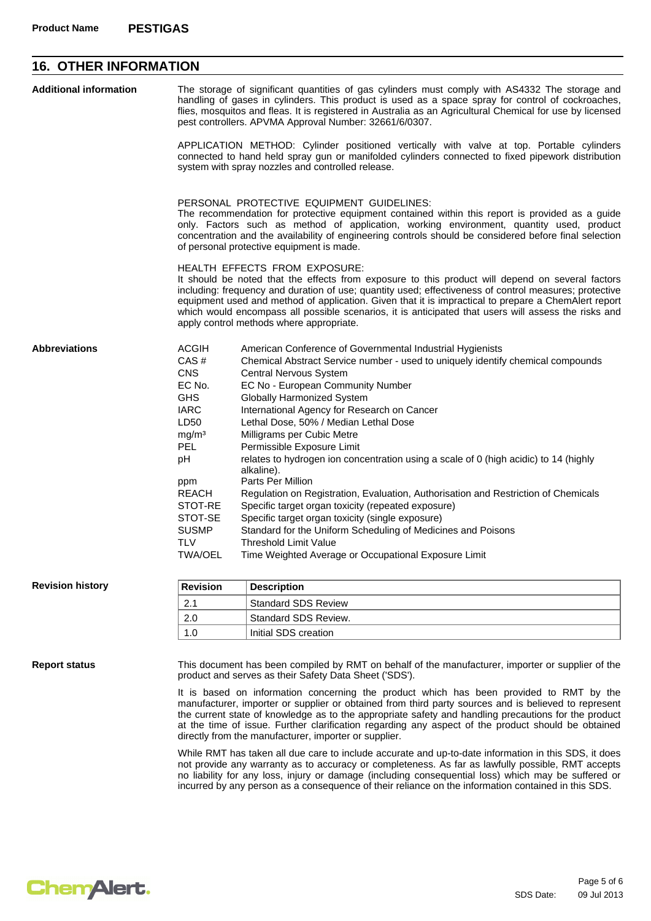## 16. OTHER INFORMATION

**Additional information**

The storage of significant quantities of gas cylinders must comply with AS4332 The storage and handling of gases in cylinders. This product is used as a space spray for control of cockroaches, flies, mosquitos and fleas. It is registered in Australia as an Agricultural Chemical for use by licensed pest controllers. APVMA Approval Number: 32661/6/0307.

APPLICATION METHOD: Cylinder positioned vertically with valve at top. Portable cylinders connected to hand held spray gun or manifolded cylinders connected to fixed pipework distribution system with spray nozzles and controlled release.

PERSONAL PROTECTIVE EQUIPMENT GUIDELINES:
The recommendation for protective equipment contained within this report is provided as a guide only. Factors such as method of application, working environment, quantity used, product concentration and the availability of engineering controls should be considered before final selection of personal protective equipment is made.

HEALTH EFFECTS FROM EXPOSURE:
It should be noted that the effects from exposure to this product will depend on several factors including: frequency and duration of use; quantity used; effectiveness of control measures; protective equipment used and method of application. Given that it is impractical to prepare a ChemAlert report which would encompass all possible scenarios, it is anticipated that users will assess the risks and apply control methods where appropriate.

**Abbreviations**

| Abbreviation | Meaning |
|---|---|
| ACGIH | American Conference of Governmental Industrial Hygienists |
| CAS # | Chemical Abstract Service number - used to uniquely identify chemical compounds |
| CNS | Central Nervous System |
| EC No. | EC No - European Community Number |
| GHS | Globally Harmonized System |
| IARC | International Agency for Research on Cancer |
| LD50 | Lethal Dose, 50% / Median Lethal Dose |
| mg/m³ | Milligrams per Cubic Metre |
| PEL | Permissible Exposure Limit |
| pH | relates to hydrogen ion concentration using a scale of 0 (high acidic) to 14 (highly alkaline). |
| ppm | Parts Per Million |
| REACH | Regulation on Registration, Evaluation, Authorisation and Restriction of Chemicals |
| STOT-RE | Specific target organ toxicity (repeated exposure) |
| STOT-SE | Specific target organ toxicity (single exposure) |
| SUSMP | Standard for the Uniform Scheduling of Medicines and Poisons |
| TLV | Threshold Limit Value |
| TWA/OEL | Time Weighted Average or Occupational Exposure Limit |

**Revision history**

| Revision | Description |
|---|---|
| 2.1 | Standard SDS Review |
| 2.0 | Standard SDS Review. |
| 1.0 | Initial SDS creation |

**Report status**

This document has been compiled by RMT on behalf of the manufacturer, importer or supplier of the product and serves as their Safety Data Sheet ('SDS').

It is based on information concerning the product which has been provided to RMT by the manufacturer, importer or supplier or obtained from third party sources and is believed to represent the current state of knowledge as to the appropriate safety and handling precautions for the product at the time of issue. Further clarification regarding any aspect of the product should be obtained directly from the manufacturer, importer or supplier.

While RMT has taken all due care to include accurate and up-to-date information in this SDS, it does not provide any warranty as to accuracy or completeness. As far as lawfully possible, RMT accepts no liability for any loss, injury or damage (including consequential loss) which may be suffered or incurred by any person as a consequence of their reliance on the information contained in this SDS.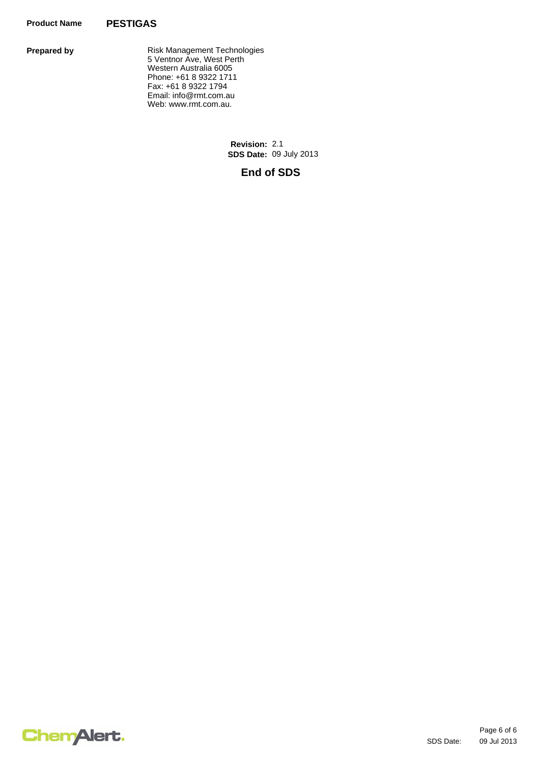**Prepared by**

Risk Management Technologies
5 Ventnor Ave, West Perth
Western Australia 6005
Phone: +61 8 9322 1711
Fax: +61 8 9322 1794
Email: info@rmt.com.au
Web: www.rmt.com.au.

**Revision:** 2.1
**SDS Date:** 09 July 2013

## End of SDS